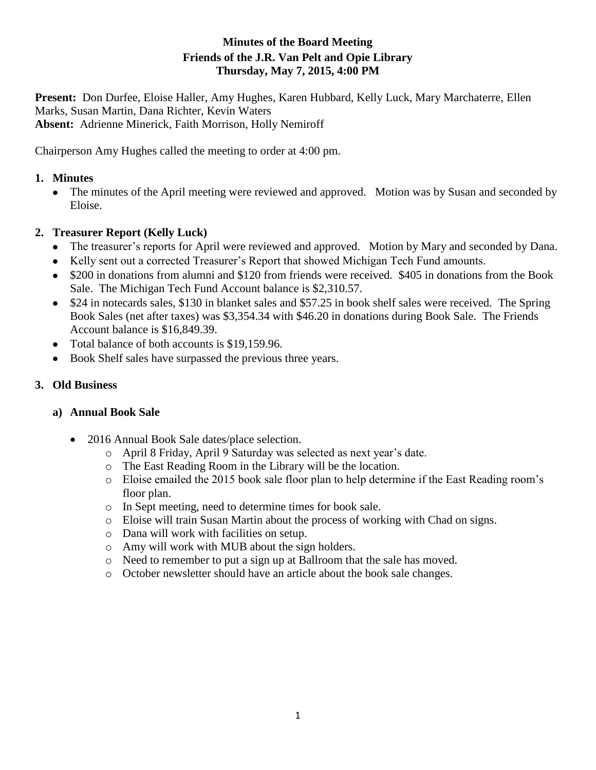**Minutes of the Board Meeting**
**Friends of the J.R. Van Pelt and Opie Library**
**Thursday, May 7, 2015, 4:00 PM**

**Present:** Don Durfee, Eloise Haller, Amy Hughes, Karen Hubbard, Kelly Luck, Mary Marchaterre, Ellen Marks, Susan Martin, Dana Richter, Kevin Waters
**Absent:** Adrienne Minerick, Faith Morrison, Holly Nemiroff

Chairperson Amy Hughes called the meeting to order at 4:00 pm.

## 1. Minutes

- The minutes of the April meeting were reviewed and approved. Motion was by Susan and seconded by Eloise.

## 2. Treasurer Report (Kelly Luck)

- The treasurer's reports for April were reviewed and approved. Motion by Mary and seconded by Dana.
- Kelly sent out a corrected Treasurer's Report that showed Michigan Tech Fund amounts.
- $200 in donations from alumni and $120 from friends were received. $405 in donations from the Book Sale. The Michigan Tech Fund Account balance is $2,310.57.
- $24 in notecards sales, $130 in blanket sales and $57.25 in book shelf sales were received. The Spring Book Sales (net after taxes) was $3,354.34 with $46.20 in donations during Book Sale. The Friends Account balance is $16,849.39.
- Total balance of both accounts is $19,159.96.
- Book Shelf sales have surpassed the previous three years.

## 3. Old Business

### a) Annual Book Sale

- 2016 Annual Book Sale dates/place selection.
  - April 8 Friday, April 9 Saturday was selected as next year's date.
  - The East Reading Room in the Library will be the location.
  - Eloise emailed the 2015 book sale floor plan to help determine if the East Reading room's floor plan.
  - In Sept meeting, need to determine times for book sale.
  - Eloise will train Susan Martin about the process of working with Chad on signs.
  - Dana will work with facilities on setup.
  - Amy will work with MUB about the sign holders.
  - Need to remember to put a sign up at Ballroom that the sale has moved.
  - October newsletter should have an article about the book sale changes.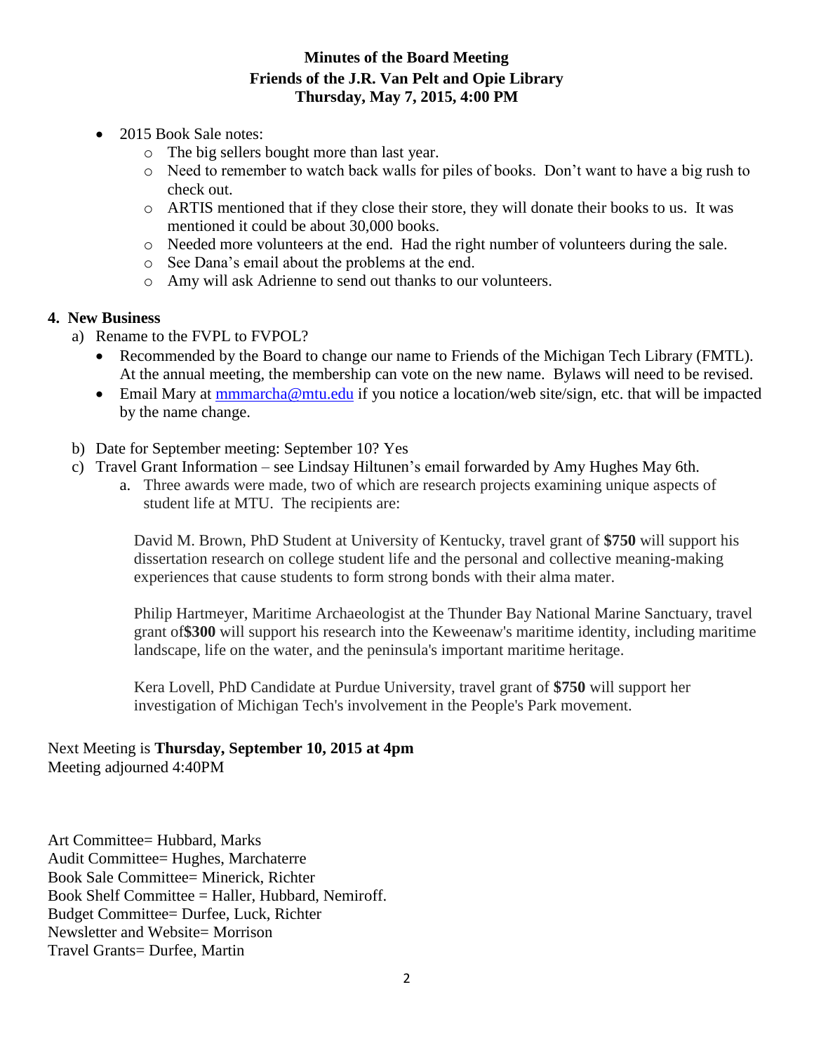**Minutes of the Board Meeting**
**Friends of the J.R. Van Pelt and Opie Library**
**Thursday, May 7, 2015, 4:00 PM**

- 2015 Book Sale notes:
  - The big sellers bought more than last year.
  - Need to remember to watch back walls for piles of books. Don't want to have a big rush to check out.
  - ARTIS mentioned that if they close their store, they will donate their books to us. It was mentioned it could be about 30,000 books.
  - Needed more volunteers at the end. Had the right number of volunteers during the sale.
  - See Dana's email about the problems at the end.
  - Amy will ask Adrienne to send out thanks to our volunteers.

## 4. New Business

a) Rename to the FVPL to FVPOL?
  - Recommended by the Board to change our name to Friends of the Michigan Tech Library (FMTL). At the annual meeting, the membership can vote on the new name. Bylaws will need to be revised.
  - Email Mary at mmmarcha@mtu.edu if you notice a location/web site/sign, etc. that will be impacted by the name change.

b) Date for September meeting: September 10? Yes

c) Travel Grant Information – see Lindsay Hiltunen's email forwarded by Amy Hughes May 6th.
  a. Three awards were made, two of which are research projects examining unique aspects of student life at MTU. The recipients are:

David M. Brown, PhD Student at University of Kentucky, travel grant of **$750** will support his dissertation research on college student life and the personal and collective meaning-making experiences that cause students to form strong bonds with their alma mater.

Philip Hartmeyer, Maritime Archaeologist at the Thunder Bay National Marine Sanctuary, travel grant of**$300** will support his research into the Keweenaw's maritime identity, including maritime landscape, life on the water, and the peninsula's important maritime heritage.

Kera Lovell, PhD Candidate at Purdue University, travel grant of **$750** will support her investigation of Michigan Tech's involvement in the People's Park movement.

Next Meeting is **Thursday, September 10, 2015 at 4pm**
Meeting adjourned 4:40PM

Art Committee= Hubbard, Marks
Audit Committee= Hughes, Marchaterre
Book Sale Committee= Minerick, Richter
Book Shelf Committee = Haller, Hubbard, Nemiroff.
Budget Committee= Durfee, Luck, Richter
Newsletter and Website= Morrison
Travel Grants= Durfee, Martin